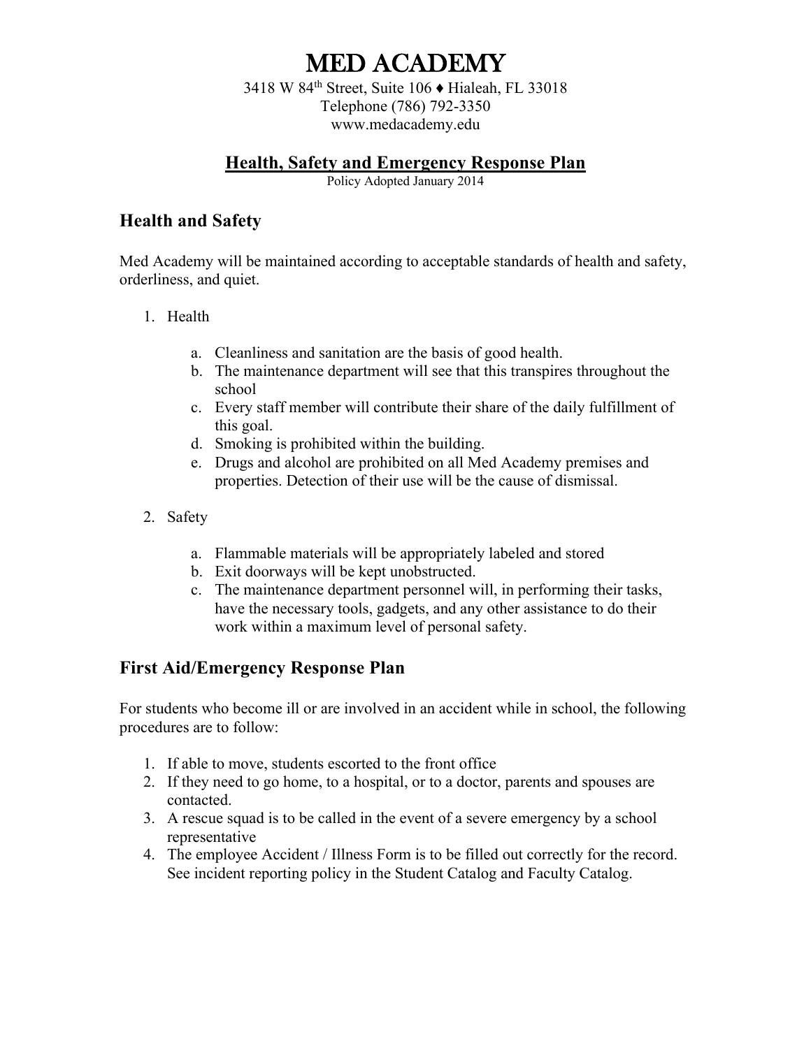# MED ACADEMY

3418 W 84th Street, Suite 106 ♦ Hialeah, FL 33018
Telephone (786) 792-3350
www.medacademy.edu

## Health, Safety and Emergency Response Plan

Policy Adopted January 2014

### Health and Safety

Med Academy will be maintained according to acceptable standards of health and safety, orderliness, and quiet.

1. Health
   a. Cleanliness and sanitation are the basis of good health.
   b. The maintenance department will see that this transpires throughout the school
   c. Every staff member will contribute their share of the daily fulfillment of this goal.
   d. Smoking is prohibited within the building.
   e. Drugs and alcohol are prohibited on all Med Academy premises and properties. Detection of their use will be the cause of dismissal.

2. Safety
   a. Flammable materials will be appropriately labeled and stored
   b. Exit doorways will be kept unobstructed.
   c. The maintenance department personnel will, in performing their tasks, have the necessary tools, gadgets, and any other assistance to do their work within a maximum level of personal safety.

### First Aid/Emergency Response Plan

For students who become ill or are involved in an accident while in school, the following procedures are to follow:

1. If able to move, students escorted to the front office
2. If they need to go home, to a hospital, or to a doctor, parents and spouses are contacted.
3. A rescue squad is to be called in the event of a severe emergency by a school representative
4. The employee Accident / Illness Form is to be filled out correctly for the record. See incident reporting policy in the Student Catalog and Faculty Catalog.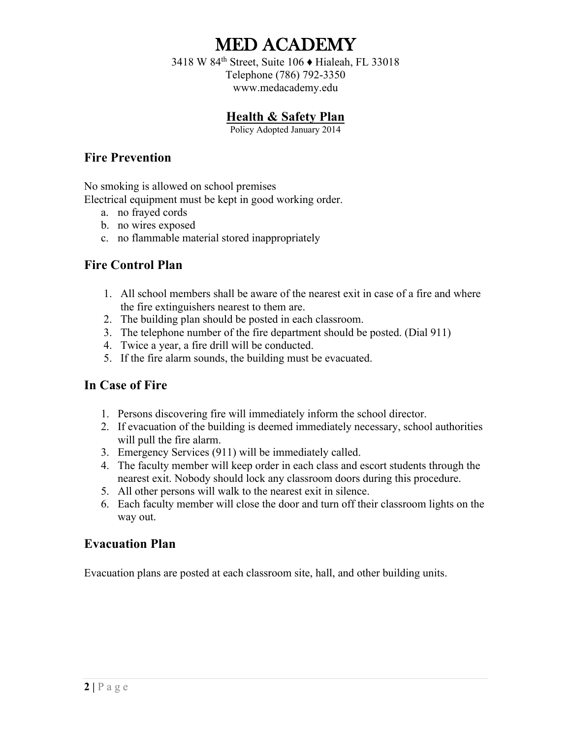# MED ACADEMY

3418 W 84th Street, Suite 106 ♦ Hialeah, FL 33018
Telephone (786) 792-3350
www.medacademy.edu

## Health & Safety Plan

Policy Adopted January 2014

### Fire Prevention

No smoking is allowed on school premises
Electrical equipment must be kept in good working order.

a. no frayed cords
b. no wires exposed
c. no flammable material stored inappropriately

### Fire Control Plan

1. All school members shall be aware of the nearest exit in case of a fire and where the fire extinguishers nearest to them are.
2. The building plan should be posted in each classroom.
3. The telephone number of the fire department should be posted. (Dial 911)
4. Twice a year, a fire drill will be conducted.
5. If the fire alarm sounds, the building must be evacuated.

### In Case of Fire

1. Persons discovering fire will immediately inform the school director.
2. If evacuation of the building is deemed immediately necessary, school authorities will pull the fire alarm.
3. Emergency Services (911) will be immediately called.
4. The faculty member will keep order in each class and escort students through the nearest exit. Nobody should lock any classroom doors during this procedure.
5. All other persons will walk to the nearest exit in silence.
6. Each faculty member will close the door and turn off their classroom lights on the way out.

### Evacuation Plan

Evacuation plans are posted at each classroom site, hall, and other building units.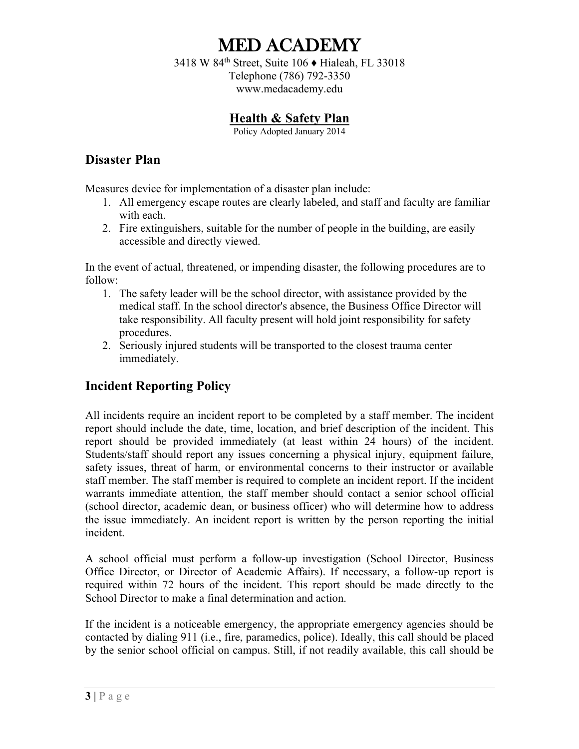# MED ACADEMY

3418 W 84th Street, Suite 106 ♦ Hialeah, FL 33018
Telephone (786) 792-3350
www.medacademy.edu

## Health & Safety Plan

Policy Adopted January 2014

### Disaster Plan

Measures device for implementation of a disaster plan include:

1. All emergency escape routes are clearly labeled, and staff and faculty are familiar with each.
2. Fire extinguishers, suitable for the number of people in the building, are easily accessible and directly viewed.

In the event of actual, threatened, or impending disaster, the following procedures are to follow:

1. The safety leader will be the school director, with assistance provided by the medical staff. In the school director's absence, the Business Office Director will take responsibility. All faculty present will hold joint responsibility for safety procedures.
2. Seriously injured students will be transported to the closest trauma center immediately.

### Incident Reporting Policy

All incidents require an incident report to be completed by a staff member. The incident report should include the date, time, location, and brief description of the incident. This report should be provided immediately (at least within 24 hours) of the incident. Students/staff should report any issues concerning a physical injury, equipment failure, safety issues, threat of harm, or environmental concerns to their instructor or available staff member. The staff member is required to complete an incident report. If the incident warrants immediate attention, the staff member should contact a senior school official (school director, academic dean, or business officer) who will determine how to address the issue immediately. An incident report is written by the person reporting the initial incident.

A school official must perform a follow-up investigation (School Director, Business Office Director, or Director of Academic Affairs). If necessary, a follow-up report is required within 72 hours of the incident. This report should be made directly to the School Director to make a final determination and action.

If the incident is a noticeable emergency, the appropriate emergency agencies should be contacted by dialing 911 (i.e., fire, paramedics, police). Ideally, this call should be placed by the senior school official on campus. Still, if not readily available, this call should be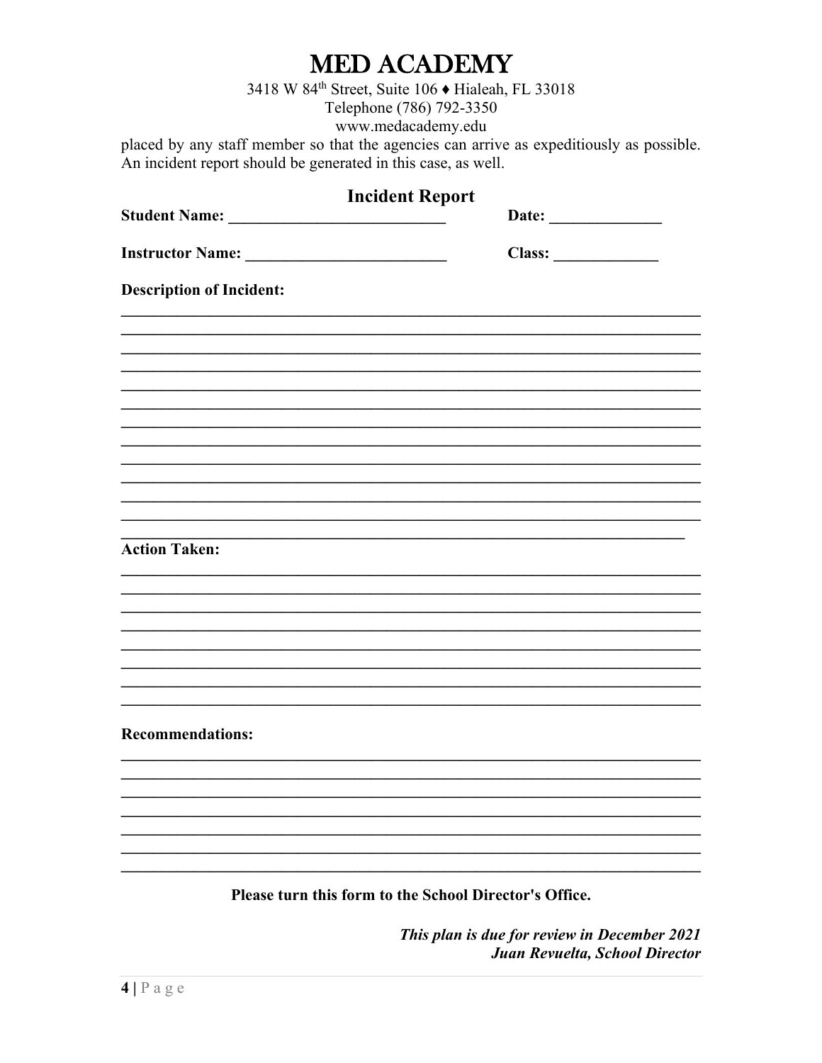# MED ACADEMY

3418 W 84th Street, Suite 106 ♦ Hialeah, FL 33018
Telephone (786) 792-3350
www.medacademy.edu

placed by any staff member so that the agencies can arrive as expeditiously as possible. An incident report should be generated in this case, as well.

## Incident Report

**Student Name: ___________________________** **Date: _____________**

**Instructor Name: _________________________** **Class: _____________**

**Description of Incident:**

_________________________________________________________________________
_________________________________________________________________________
_________________________________________________________________________
_________________________________________________________________________
_________________________________________________________________________
_________________________________________________________________________
_________________________________________________________________________
_________________________________________________________________________
_________________________________________________________________________
_________________________________________________________________________
_________________________________________________________________________
_________________________________________________________________________
_________________________________________________________________________

**Action Taken:**

_________________________________________________________________________
_________________________________________________________________________
_________________________________________________________________________
_________________________________________________________________________
_________________________________________________________________________
_________________________________________________________________________
_________________________________________________________________________
_________________________________________________________________________

**Recommendations:**

_________________________________________________________________________
_________________________________________________________________________
_________________________________________________________________________
_________________________________________________________________________
_________________________________________________________________________
_________________________________________________________________________

**Please turn this form to the School Director's Office.**

***This plan is due for review in December 2021***
***Juan Revuelta, School Director***